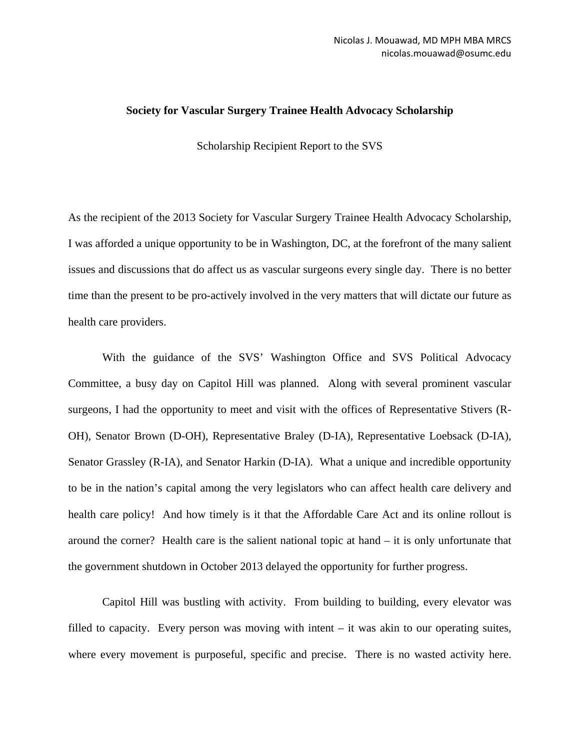Nicolas J. Mouawad, MD MPH MBA MRCS
nicolas.mouawad@osumc.edu

**Society for Vascular Surgery Trainee Health Advocacy Scholarship**

Scholarship Recipient Report to the SVS

As the recipient of the 2013 Society for Vascular Surgery Trainee Health Advocacy Scholarship, I was afforded a unique opportunity to be in Washington, DC, at the forefront of the many salient issues and discussions that do affect us as vascular surgeons every single day. There is no better time than the present to be pro-actively involved in the very matters that will dictate our future as health care providers.

With the guidance of the SVS' Washington Office and SVS Political Advocacy Committee, a busy day on Capitol Hill was planned. Along with several prominent vascular surgeons, I had the opportunity to meet and visit with the offices of Representative Stivers (R-OH), Senator Brown (D-OH), Representative Braley (D-IA), Representative Loebsack (D-IA), Senator Grassley (R-IA), and Senator Harkin (D-IA). What a unique and incredible opportunity to be in the nation's capital among the very legislators who can affect health care delivery and health care policy! And how timely is it that the Affordable Care Act and its online rollout is around the corner? Health care is the salient national topic at hand – it is only unfortunate that the government shutdown in October 2013 delayed the opportunity for further progress.

Capitol Hill was bustling with activity. From building to building, every elevator was filled to capacity. Every person was moving with intent – it was akin to our operating suites, where every movement is purposeful, specific and precise. There is no wasted activity here.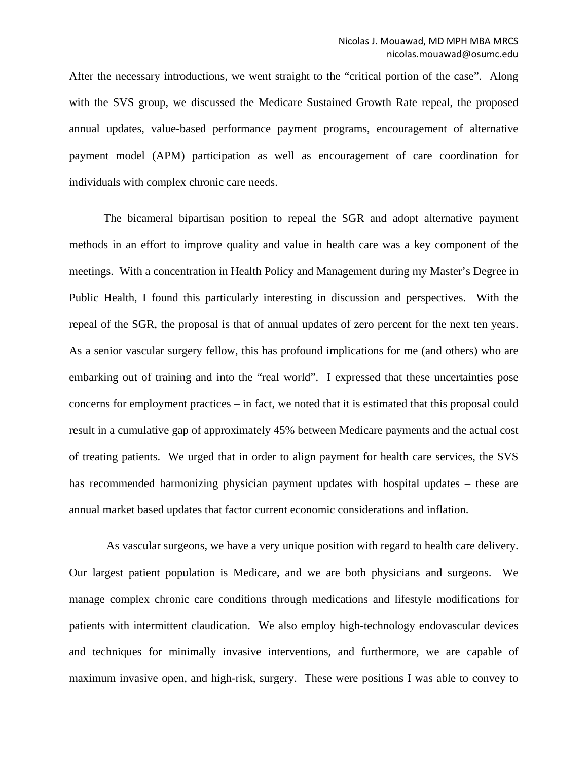After the necessary introductions, we went straight to the "critical portion of the case". Along with the SVS group, we discussed the Medicare Sustained Growth Rate repeal, the proposed annual updates, value-based performance payment programs, encouragement of alternative payment model (APM) participation as well as encouragement of care coordination for individuals with complex chronic care needs.

The bicameral bipartisan position to repeal the SGR and adopt alternative payment methods in an effort to improve quality and value in health care was a key component of the meetings. With a concentration in Health Policy and Management during my Master's Degree in Public Health, I found this particularly interesting in discussion and perspectives. With the repeal of the SGR, the proposal is that of annual updates of zero percent for the next ten years. As a senior vascular surgery fellow, this has profound implications for me (and others) who are embarking out of training and into the "real world". I expressed that these uncertainties pose concerns for employment practices – in fact, we noted that it is estimated that this proposal could result in a cumulative gap of approximately 45% between Medicare payments and the actual cost of treating patients. We urged that in order to align payment for health care services, the SVS has recommended harmonizing physician payment updates with hospital updates – these are annual market based updates that factor current economic considerations and inflation.

As vascular surgeons, we have a very unique position with regard to health care delivery. Our largest patient population is Medicare, and we are both physicians and surgeons. We manage complex chronic care conditions through medications and lifestyle modifications for patients with intermittent claudication. We also employ high-technology endovascular devices and techniques for minimally invasive interventions, and furthermore, we are capable of maximum invasive open, and high-risk, surgery. These were positions I was able to convey to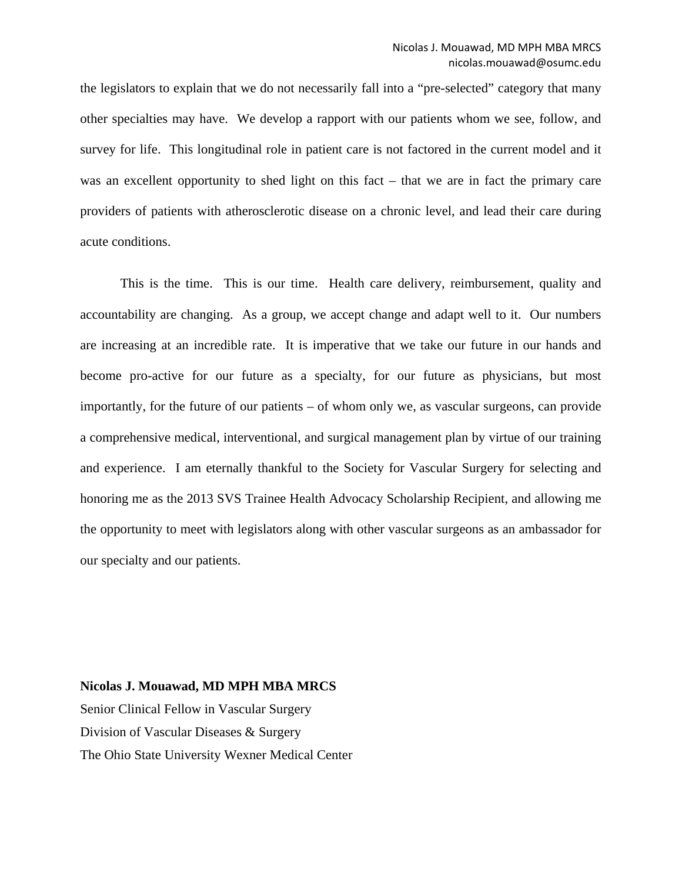the legislators to explain that we do not necessarily fall into a "pre-selected" category that many other specialties may have. We develop a rapport with our patients whom we see, follow, and survey for life. This longitudinal role in patient care is not factored in the current model and it was an excellent opportunity to shed light on this fact – that we are in fact the primary care providers of patients with atherosclerotic disease on a chronic level, and lead their care during acute conditions.

This is the time. This is our time. Health care delivery, reimbursement, quality and accountability are changing. As a group, we accept change and adapt well to it. Our numbers are increasing at an incredible rate. It is imperative that we take our future in our hands and become pro-active for our future as a specialty, for our future as physicians, but most importantly, for the future of our patients – of whom only we, as vascular surgeons, can provide a comprehensive medical, interventional, and surgical management plan by virtue of our training and experience. I am eternally thankful to the Society for Vascular Surgery for selecting and honoring me as the 2013 SVS Trainee Health Advocacy Scholarship Recipient, and allowing me the opportunity to meet with legislators along with other vascular surgeons as an ambassador for our specialty and our patients.

**Nicolas J. Mouawad, MD MPH MBA MRCS**
Senior Clinical Fellow in Vascular Surgery
Division of Vascular Diseases & Surgery
The Ohio State University Wexner Medical Center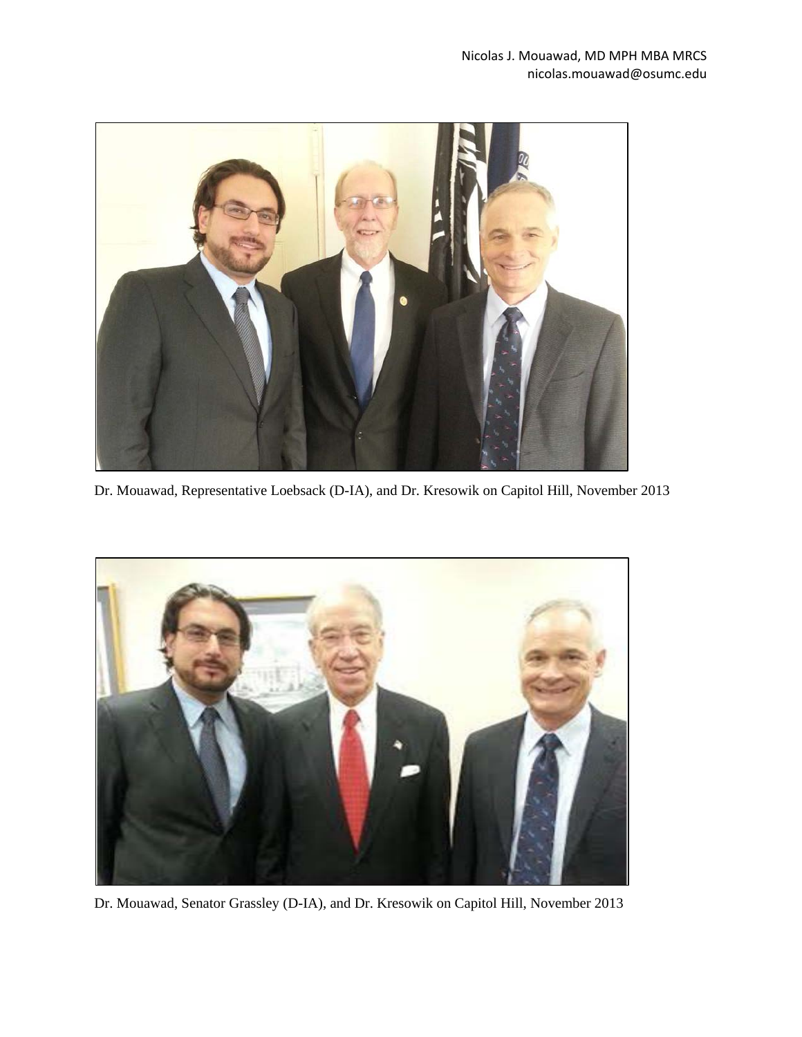Dr. Mouawad, Representative Loebsack (D-IA), and Dr. Kresowik on Capitol Hill, November 2013

Dr. Mouawad, Senator Grassley (D-IA), and Dr. Kresowik on Capitol Hill, November 2013